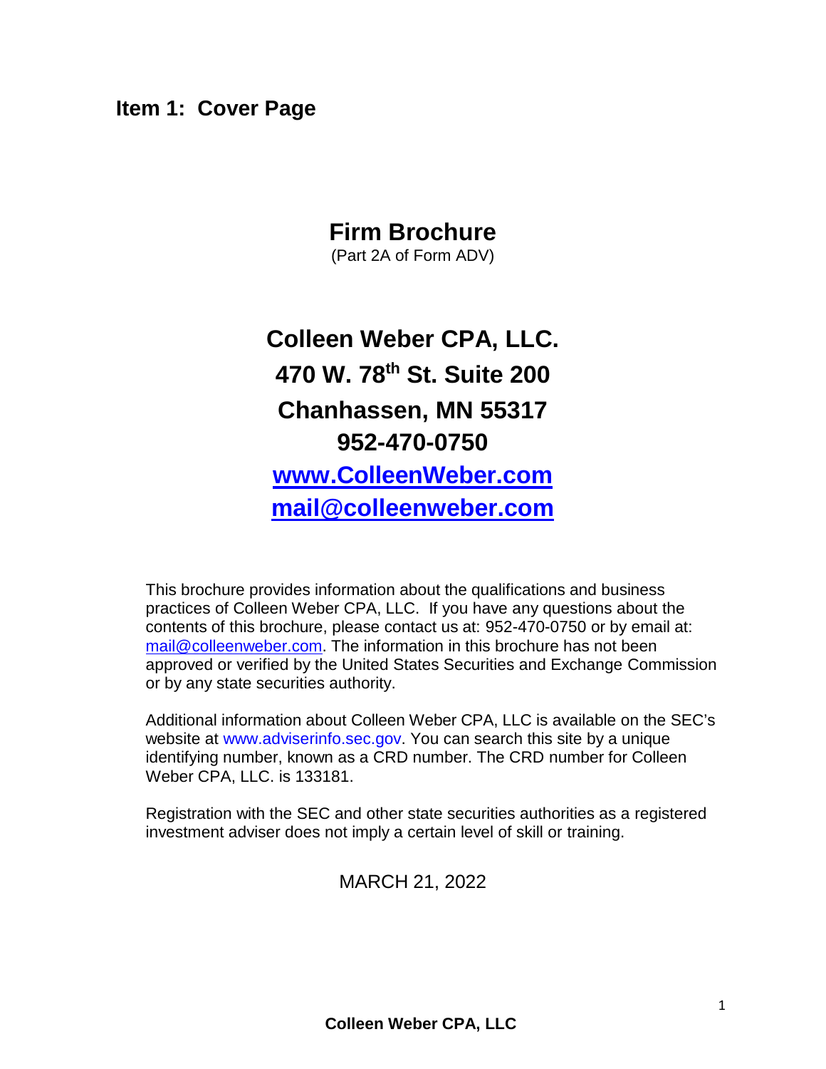# Item 1: Cover Page

## Firm Brochure

(Part 2A of Form ADV)

## Colleen Weber CPA, LLC.

## 470 W. 78th St. Suite 200

## Chanhassen, MN 55317

## 952-470-0750

## www.ColleenWeber.com

## mail@colleenweber.com

This brochure provides information about the qualifications and business practices of Colleen Weber CPA, LLC. If you have any questions about the contents of this brochure, please contact us at: 952-470-0750 or by email at: mail@colleenweber.com. The information in this brochure has not been approved or verified by the United States Securities and Exchange Commission or by any state securities authority.

Additional information about Colleen Weber CPA, LLC is available on the SEC's website at www.adviserinfo.sec.gov. You can search this site by a unique identifying number, known as a CRD number. The CRD number for Colleen Weber CPA, LLC. is 133181.

Registration with the SEC and other state securities authorities as a registered investment adviser does not imply a certain level of skill or training.

MARCH 21, 2022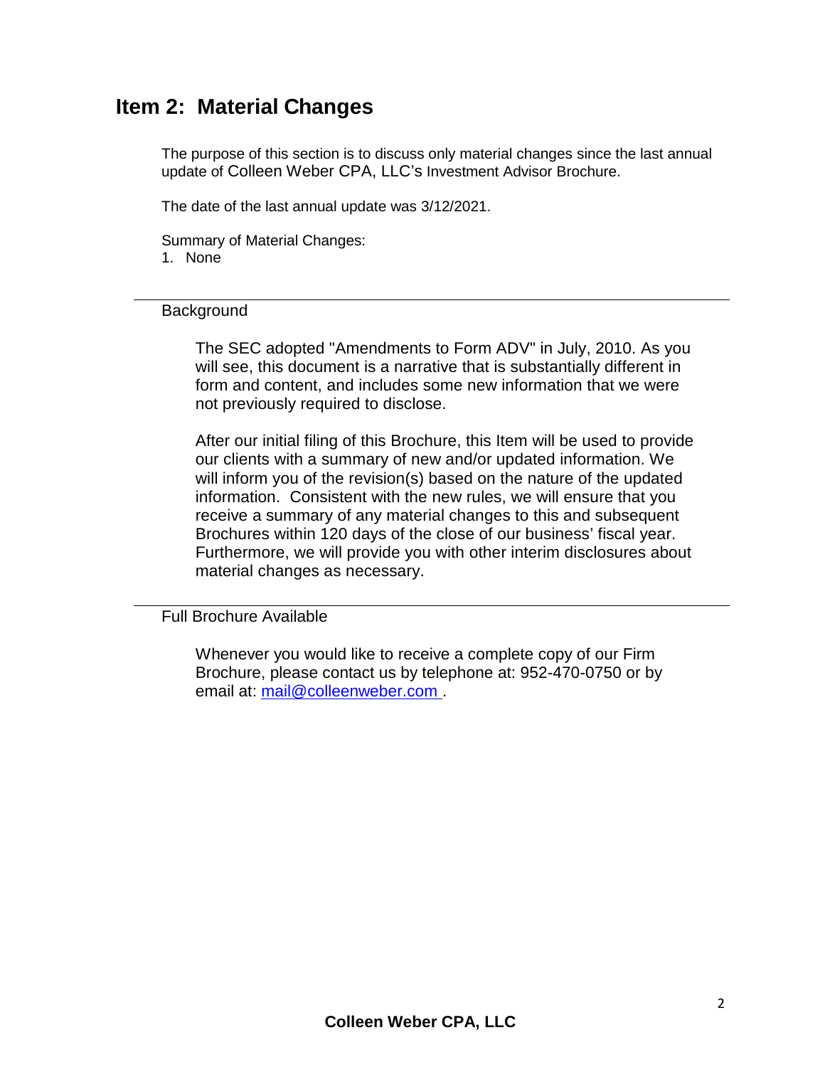## Item 2: Material Changes

The purpose of this section is to discuss only material changes since the last annual update of Colleen Weber CPA, LLC's Investment Advisor Brochure.

The date of the last annual update was 3/12/2021.

Summary of Material Changes:

1. None

---

### Background

The SEC adopted "Amendments to Form ADV" in July, 2010. As you will see, this document is a narrative that is substantially different in form and content, and includes some new information that we were not previously required to disclose.

After our initial filing of this Brochure, this Item will be used to provide our clients with a summary of new and/or updated information. We will inform you of the revision(s) based on the nature of the updated information. Consistent with the new rules, we will ensure that you receive a summary of any material changes to this and subsequent Brochures within 120 days of the close of our business' fiscal year. Furthermore, we will provide you with other interim disclosures about material changes as necessary.

---

### Full Brochure Available

Whenever you would like to receive a complete copy of our Firm Brochure, please contact us by telephone at: 952-470-0750 or by email at: mail@colleenweber.com .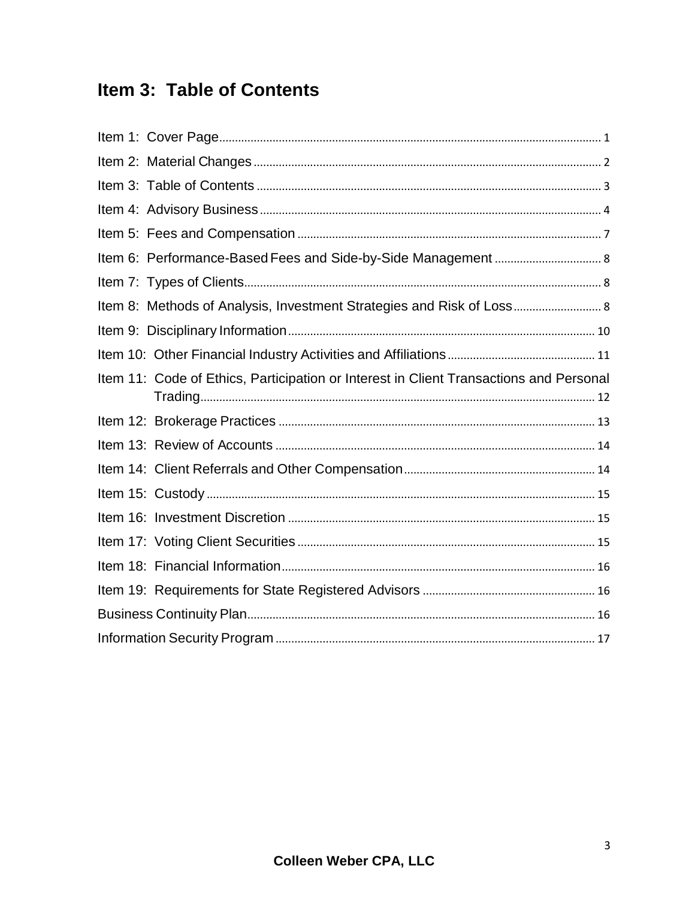## Item 3: Table of Contents

Item 1: Cover Page ..... 1

Item 2: Material Changes ..... 2

Item 3: Table of Contents ..... 3

Item 4: Advisory Business ..... 4

Item 5: Fees and Compensation ..... 7

Item 6: Performance-Based Fees and Side-by-Side Management ..... 8

Item 7: Types of Clients ..... 8

Item 8: Methods of Analysis, Investment Strategies and Risk of Loss ..... 8

Item 9: Disciplinary Information ..... 10

Item 10: Other Financial Industry Activities and Affiliations ..... 11

Item 11: Code of Ethics, Participation or Interest in Client Transactions and Personal Trading ..... 12

Item 12: Brokerage Practices ..... 13

Item 13: Review of Accounts ..... 14

Item 14: Client Referrals and Other Compensation ..... 14

Item 15: Custody ..... 15

Item 16: Investment Discretion ..... 15

Item 17: Voting Client Securities ..... 15

Item 18: Financial Information ..... 16

Item 19: Requirements for State Registered Advisors ..... 16

Business Continuity Plan ..... 16

Information Security Program ..... 17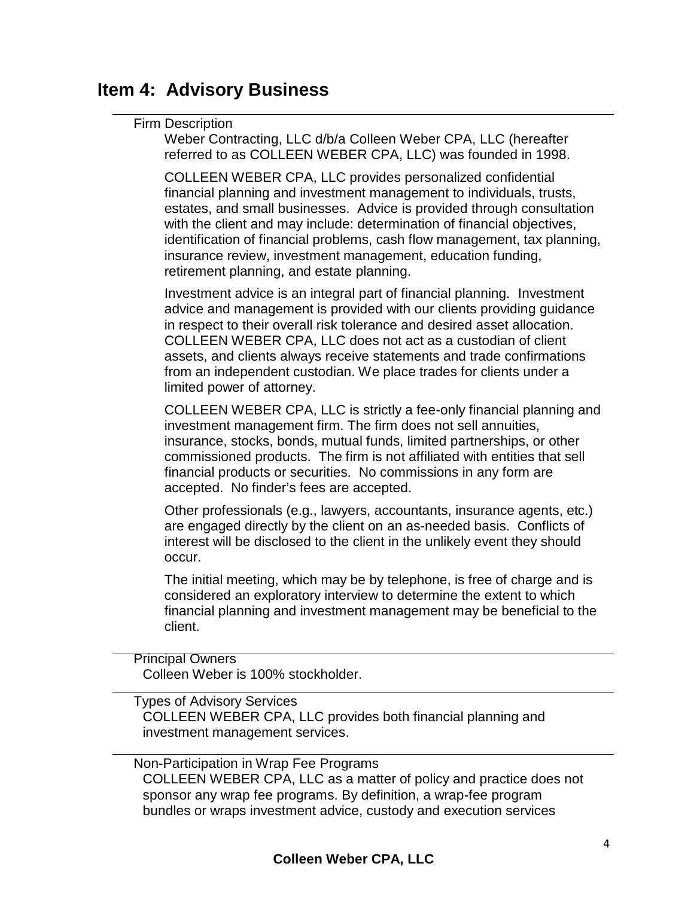# Item 4: Advisory Business

## Firm Description

Weber Contracting, LLC d/b/a Colleen Weber CPA, LLC (hereafter referred to as COLLEEN WEBER CPA, LLC) was founded in 1998.

COLLEEN WEBER CPA, LLC provides personalized confidential financial planning and investment management to individuals, trusts, estates, and small businesses. Advice is provided through consultation with the client and may include: determination of financial objectives, identification of financial problems, cash flow management, tax planning, insurance review, investment management, education funding, retirement planning, and estate planning.

Investment advice is an integral part of financial planning. Investment advice and management is provided with our clients providing guidance in respect to their overall risk tolerance and desired asset allocation. COLLEEN WEBER CPA, LLC does not act as a custodian of client assets, and clients always receive statements and trade confirmations from an independent custodian. We place trades for clients under a limited power of attorney.

COLLEEN WEBER CPA, LLC is strictly a fee-only financial planning and investment management firm. The firm does not sell annuities, insurance, stocks, bonds, mutual funds, limited partnerships, or other commissioned products. The firm is not affiliated with entities that sell financial products or securities. No commissions in any form are accepted. No finder's fees are accepted.

Other professionals (e.g., lawyers, accountants, insurance agents, etc.) are engaged directly by the client on an as-needed basis. Conflicts of interest will be disclosed to the client in the unlikely event they should occur.

The initial meeting, which may be by telephone, is free of charge and is considered an exploratory interview to determine the extent to which financial planning and investment management may be beneficial to the client.

## Principal Owners

Colleen Weber is 100% stockholder.

## Types of Advisory Services

COLLEEN WEBER CPA, LLC provides both financial planning and investment management services.

## Non-Participation in Wrap Fee Programs

COLLEEN WEBER CPA, LLC as a matter of policy and practice does not sponsor any wrap fee programs. By definition, a wrap-fee program bundles or wraps investment advice, custody and execution services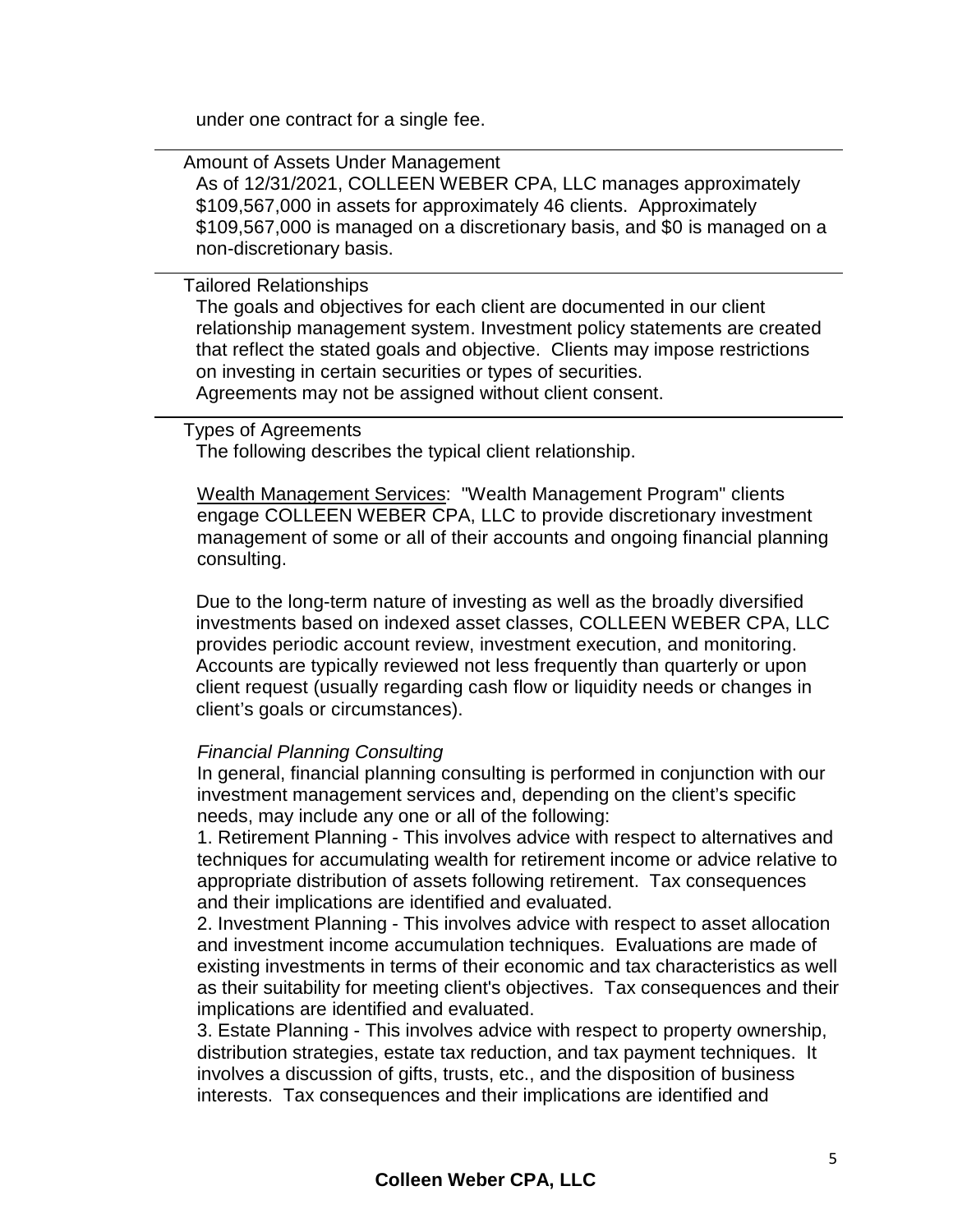under one contract for a single fee.

## Amount of Assets Under Management

As of 12/31/2021, COLLEEN WEBER CPA, LLC manages approximately $109,567,000 in assets for approximately 46 clients. Approximately $109,567,000 is managed on a discretionary basis, and $0 is managed on a non-discretionary basis.

## Tailored Relationships

The goals and objectives for each client are documented in our client relationship management system. Investment policy statements are created that reflect the stated goals and objective. Clients may impose restrictions on investing in certain securities or types of securities.
Agreements may not be assigned without client consent.

## Types of Agreements

The following describes the typical client relationship.

Wealth Management Services: "Wealth Management Program" clients engage COLLEEN WEBER CPA, LLC to provide discretionary investment management of some or all of their accounts and ongoing financial planning consulting.

Due to the long-term nature of investing as well as the broadly diversified investments based on indexed asset classes, COLLEEN WEBER CPA, LLC provides periodic account review, investment execution, and monitoring. Accounts are typically reviewed not less frequently than quarterly or upon client request (usually regarding cash flow or liquidity needs or changes in client's goals or circumstances).

*Financial Planning Consulting*

In general, financial planning consulting is performed in conjunction with our investment management services and, depending on the client's specific needs, may include any one or all of the following:

1. Retirement Planning - This involves advice with respect to alternatives and techniques for accumulating wealth for retirement income or advice relative to appropriate distribution of assets following retirement. Tax consequences and their implications are identified and evaluated.
2. Investment Planning - This involves advice with respect to asset allocation and investment income accumulation techniques. Evaluations are made of existing investments in terms of their economic and tax characteristics as well as their suitability for meeting client's objectives. Tax consequences and their implications are identified and evaluated.
3. Estate Planning - This involves advice with respect to property ownership, distribution strategies, estate tax reduction, and tax payment techniques. It involves a discussion of gifts, trusts, etc., and the disposition of business interests. Tax consequences and their implications are identified and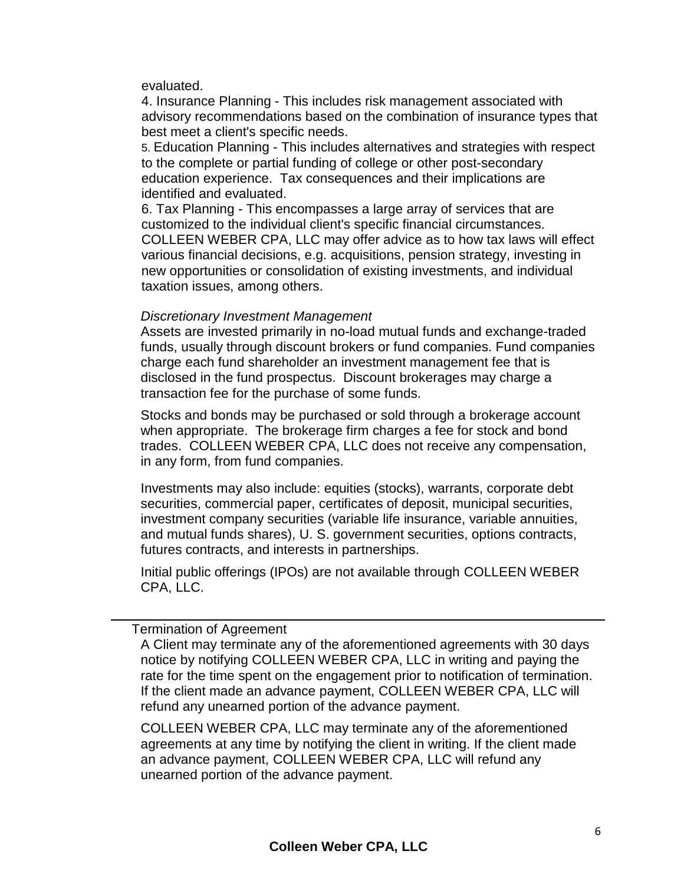evaluated.

4. Insurance Planning - This includes risk management associated with advisory recommendations based on the combination of insurance types that best meet a client's specific needs.

5. Education Planning - This includes alternatives and strategies with respect to the complete or partial funding of college or other post-secondary education experience. Tax consequences and their implications are identified and evaluated.

6. Tax Planning - This encompasses a large array of services that are customized to the individual client's specific financial circumstances. COLLEEN WEBER CPA, LLC may offer advice as to how tax laws will effect various financial decisions, e.g. acquisitions, pension strategy, investing in new opportunities or consolidation of existing investments, and individual taxation issues, among others.

*Discretionary Investment Management*

Assets are invested primarily in no-load mutual funds and exchange-traded funds, usually through discount brokers or fund companies. Fund companies charge each fund shareholder an investment management fee that is disclosed in the fund prospectus. Discount brokerages may charge a transaction fee for the purchase of some funds.

Stocks and bonds may be purchased or sold through a brokerage account when appropriate. The brokerage firm charges a fee for stock and bond trades. COLLEEN WEBER CPA, LLC does not receive any compensation, in any form, from fund companies.

Investments may also include: equities (stocks), warrants, corporate debt securities, commercial paper, certificates of deposit, municipal securities, investment company securities (variable life insurance, variable annuities, and mutual funds shares), U. S. government securities, options contracts, futures contracts, and interests in partnerships.

Initial public offerings (IPOs) are not available through COLLEEN WEBER CPA, LLC.

---

Termination of Agreement

A Client may terminate any of the aforementioned agreements with 30 days notice by notifying COLLEEN WEBER CPA, LLC in writing and paying the rate for the time spent on the engagement prior to notification of termination. If the client made an advance payment, COLLEEN WEBER CPA, LLC will refund any unearned portion of the advance payment.

COLLEEN WEBER CPA, LLC may terminate any of the aforementioned agreements at any time by notifying the client in writing. If the client made an advance payment, COLLEEN WEBER CPA, LLC will refund any unearned portion of the advance payment.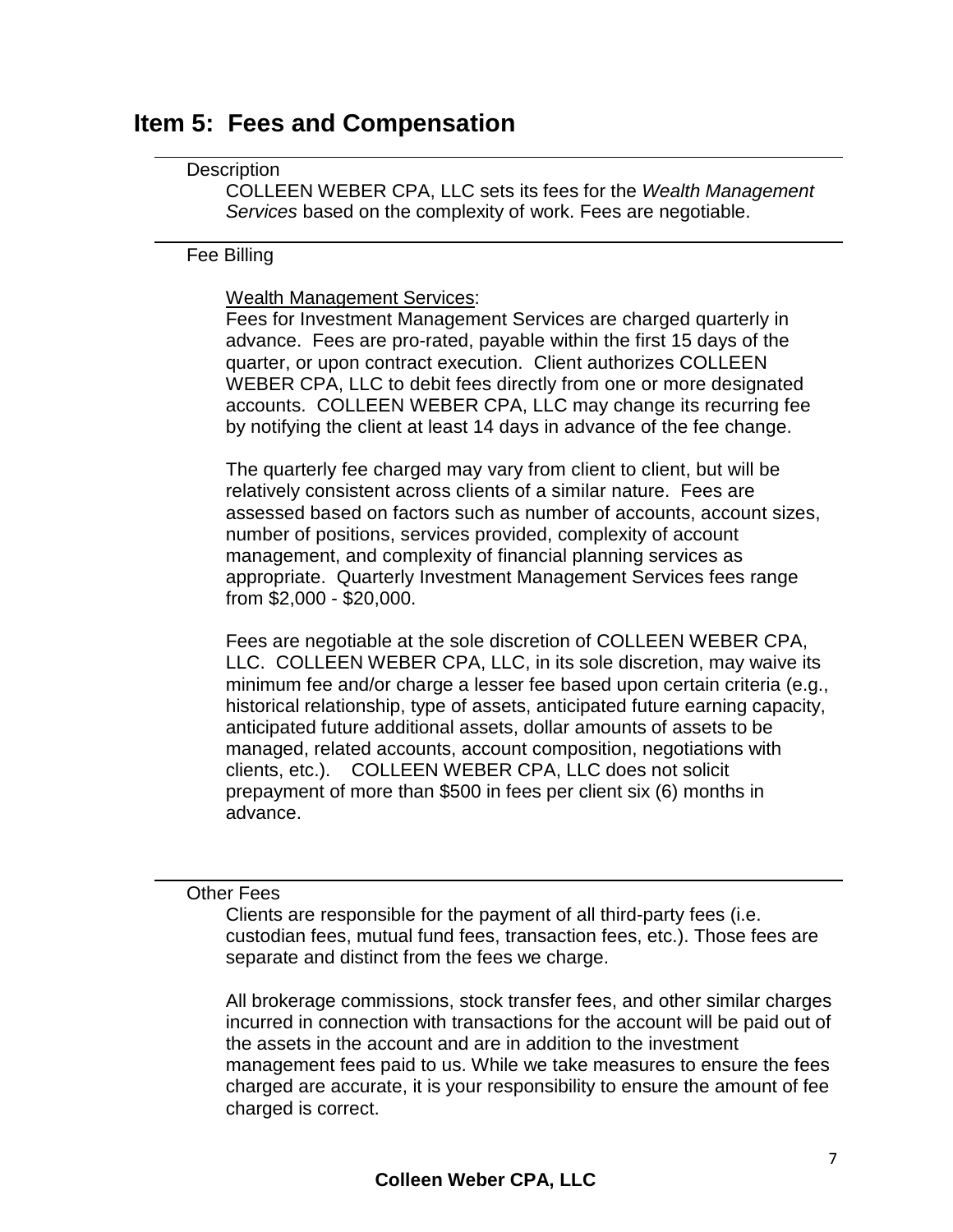## Item 5: Fees and Compensation

Description

COLLEEN WEBER CPA, LLC sets its fees for the *Wealth Management Services* based on the complexity of work. Fees are negotiable.

Fee Billing

Wealth Management Services:

Fees for Investment Management Services are charged quarterly in advance. Fees are pro-rated, payable within the first 15 days of the quarter, or upon contract execution. Client authorizes COLLEEN WEBER CPA, LLC to debit fees directly from one or more designated accounts. COLLEEN WEBER CPA, LLC may change its recurring fee by notifying the client at least 14 days in advance of the fee change.

The quarterly fee charged may vary from client to client, but will be relatively consistent across clients of a similar nature. Fees are assessed based on factors such as number of accounts, account sizes, number of positions, services provided, complexity of account management, and complexity of financial planning services as appropriate. Quarterly Investment Management Services fees range from $2,000 - $20,000.

Fees are negotiable at the sole discretion of COLLEEN WEBER CPA, LLC. COLLEEN WEBER CPA, LLC, in its sole discretion, may waive its minimum fee and/or charge a lesser fee based upon certain criteria (e.g., historical relationship, type of assets, anticipated future earning capacity, anticipated future additional assets, dollar amounts of assets to be managed, related accounts, account composition, negotiations with clients, etc.). COLLEEN WEBER CPA, LLC does not solicit prepayment of more than $500 in fees per client six (6) months in advance.

Other Fees

Clients are responsible for the payment of all third-party fees (i.e. custodian fees, mutual fund fees, transaction fees, etc.). Those fees are separate and distinct from the fees we charge.

All brokerage commissions, stock transfer fees, and other similar charges incurred in connection with transactions for the account will be paid out of the assets in the account and are in addition to the investment management fees paid to us. While we take measures to ensure the fees charged are accurate, it is your responsibility to ensure the amount of fee charged is correct.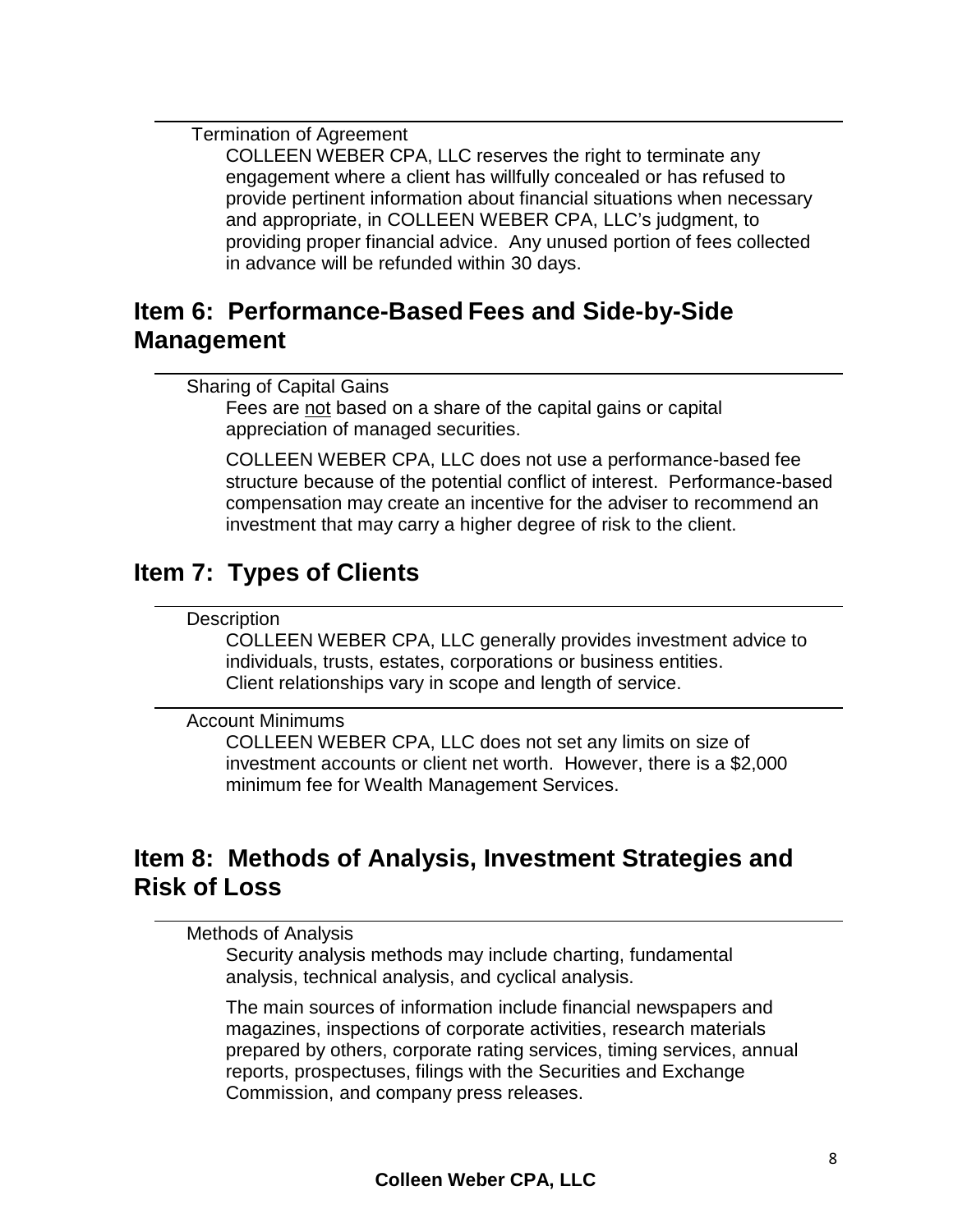### Termination of Agreement

COLLEEN WEBER CPA, LLC reserves the right to terminate any engagement where a client has willfully concealed or has refused to provide pertinent information about financial situations when necessary and appropriate, in COLLEEN WEBER CPA, LLC's judgment, to providing proper financial advice. Any unused portion of fees collected in advance will be refunded within 30 days.

## Item 6: Performance-Based Fees and Side-by-Side Management

### Sharing of Capital Gains

Fees are not based on a share of the capital gains or capital appreciation of managed securities.

COLLEEN WEBER CPA, LLC does not use a performance-based fee structure because of the potential conflict of interest. Performance-based compensation may create an incentive for the adviser to recommend an investment that may carry a higher degree of risk to the client.

## Item 7: Types of Clients

### Description

COLLEEN WEBER CPA, LLC generally provides investment advice to individuals, trusts, estates, corporations or business entities. Client relationships vary in scope and length of service.

### Account Minimums

COLLEEN WEBER CPA, LLC does not set any limits on size of investment accounts or client net worth. However, there is a $2,000 minimum fee for Wealth Management Services.

## Item 8: Methods of Analysis, Investment Strategies and Risk of Loss

### Methods of Analysis

Security analysis methods may include charting, fundamental analysis, technical analysis, and cyclical analysis.

The main sources of information include financial newspapers and magazines, inspections of corporate activities, research materials prepared by others, corporate rating services, timing services, annual reports, prospectuses, filings with the Securities and Exchange Commission, and company press releases.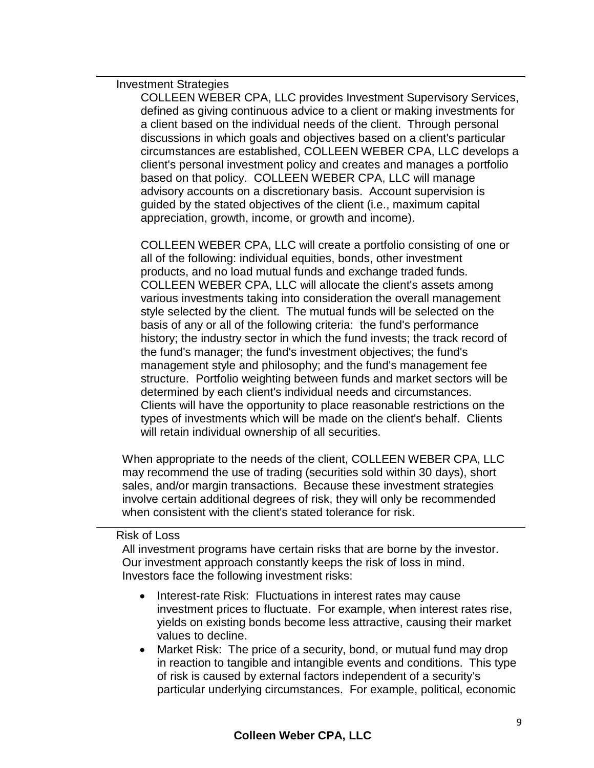## Investment Strategies

COLLEEN WEBER CPA, LLC provides Investment Supervisory Services, defined as giving continuous advice to a client or making investments for a client based on the individual needs of the client. Through personal discussions in which goals and objectives based on a client's particular circumstances are established, COLLEEN WEBER CPA, LLC develops a client's personal investment policy and creates and manages a portfolio based on that policy. COLLEEN WEBER CPA, LLC will manage advisory accounts on a discretionary basis. Account supervision is guided by the stated objectives of the client (i.e., maximum capital appreciation, growth, income, or growth and income).

COLLEEN WEBER CPA, LLC will create a portfolio consisting of one or all of the following: individual equities, bonds, other investment products, and no load mutual funds and exchange traded funds. COLLEEN WEBER CPA, LLC will allocate the client's assets among various investments taking into consideration the overall management style selected by the client. The mutual funds will be selected on the basis of any or all of the following criteria: the fund's performance history; the industry sector in which the fund invests; the track record of the fund's manager; the fund's investment objectives; the fund's management style and philosophy; and the fund's management fee structure. Portfolio weighting between funds and market sectors will be determined by each client's individual needs and circumstances. Clients will have the opportunity to place reasonable restrictions on the types of investments which will be made on the client's behalf. Clients will retain individual ownership of all securities.

When appropriate to the needs of the client, COLLEEN WEBER CPA, LLC may recommend the use of trading (securities sold within 30 days), short sales, and/or margin transactions. Because these investment strategies involve certain additional degrees of risk, they will only be recommended when consistent with the client's stated tolerance for risk.

## Risk of Loss

All investment programs have certain risks that are borne by the investor. Our investment approach constantly keeps the risk of loss in mind. Investors face the following investment risks:

- Interest-rate Risk: Fluctuations in interest rates may cause investment prices to fluctuate. For example, when interest rates rise, yields on existing bonds become less attractive, causing their market values to decline.
- Market Risk: The price of a security, bond, or mutual fund may drop in reaction to tangible and intangible events and conditions. This type of risk is caused by external factors independent of a security's particular underlying circumstances. For example, political, economic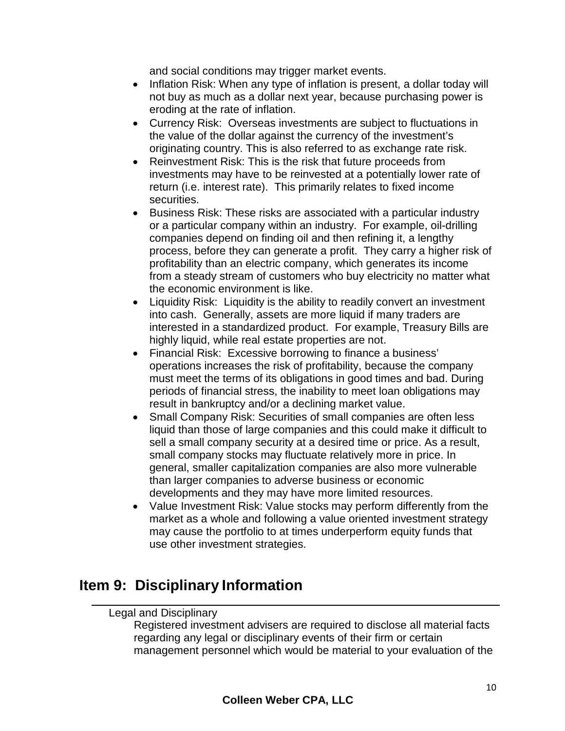and social conditions may trigger market events.

- Inflation Risk: When any type of inflation is present, a dollar today will not buy as much as a dollar next year, because purchasing power is eroding at the rate of inflation.
- Currency Risk: Overseas investments are subject to fluctuations in the value of the dollar against the currency of the investment's originating country. This is also referred to as exchange rate risk.
- Reinvestment Risk: This is the risk that future proceeds from investments may have to be reinvested at a potentially lower rate of return (i.e. interest rate). This primarily relates to fixed income securities.
- Business Risk: These risks are associated with a particular industry or a particular company within an industry. For example, oil-drilling companies depend on finding oil and then refining it, a lengthy process, before they can generate a profit. They carry a higher risk of profitability than an electric company, which generates its income from a steady stream of customers who buy electricity no matter what the economic environment is like.
- Liquidity Risk: Liquidity is the ability to readily convert an investment into cash. Generally, assets are more liquid if many traders are interested in a standardized product. For example, Treasury Bills are highly liquid, while real estate properties are not.
- Financial Risk: Excessive borrowing to finance a business' operations increases the risk of profitability, because the company must meet the terms of its obligations in good times and bad. During periods of financial stress, the inability to meet loan obligations may result in bankruptcy and/or a declining market value.
- Small Company Risk: Securities of small companies are often less liquid than those of large companies and this could make it difficult to sell a small company security at a desired time or price. As a result, small company stocks may fluctuate relatively more in price. In general, smaller capitalization companies are also more vulnerable than larger companies to adverse business or economic developments and they may have more limited resources.
- Value Investment Risk: Value stocks may perform differently from the market as a whole and following a value oriented investment strategy may cause the portfolio to at times underperform equity funds that use other investment strategies.

## Item 9: Disciplinary Information

Legal and Disciplinary

Registered investment advisers are required to disclose all material facts regarding any legal or disciplinary events of their firm or certain management personnel which would be material to your evaluation of the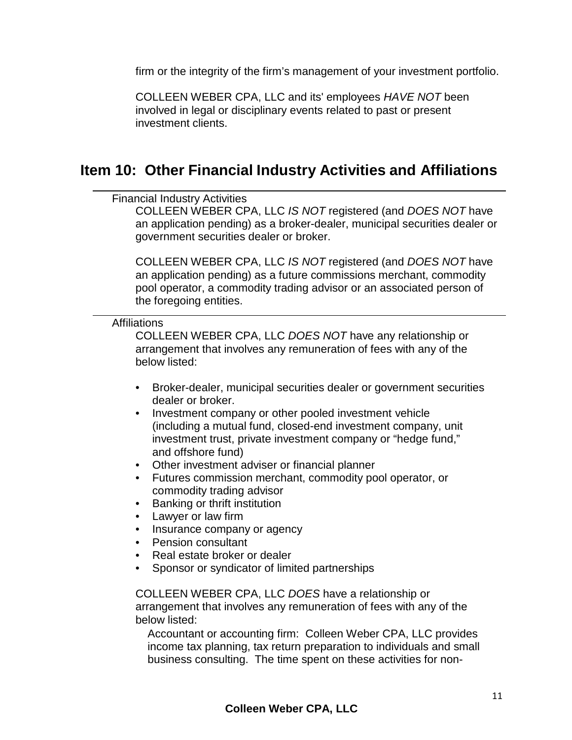firm or the integrity of the firm's management of your investment portfolio.

COLLEEN WEBER CPA, LLC and its' employees *HAVE NOT* been involved in legal or disciplinary events related to past or present investment clients.

## Item 10: Other Financial Industry Activities and Affiliations

Financial Industry Activities

COLLEEN WEBER CPA, LLC *IS NOT* registered (and *DOES NOT* have an application pending) as a broker-dealer, municipal securities dealer or government securities dealer or broker.

COLLEEN WEBER CPA, LLC *IS NOT* registered (and *DOES NOT* have an application pending) as a future commissions merchant, commodity pool operator, a commodity trading advisor or an associated person of the foregoing entities.

Affiliations

COLLEEN WEBER CPA, LLC *DOES NOT* have any relationship or arrangement that involves any remuneration of fees with any of the below listed:

- Broker-dealer, municipal securities dealer or government securities dealer or broker.
- Investment company or other pooled investment vehicle (including a mutual fund, closed-end investment company, unit investment trust, private investment company or "hedge fund," and offshore fund)
- Other investment adviser or financial planner
- Futures commission merchant, commodity pool operator, or commodity trading advisor
- Banking or thrift institution
- Lawyer or law firm
- Insurance company or agency
- Pension consultant
- Real estate broker or dealer
- Sponsor or syndicator of limited partnerships

COLLEEN WEBER CPA, LLC *DOES* have a relationship or arrangement that involves any remuneration of fees with any of the below listed:

Accountant or accounting firm: Colleen Weber CPA, LLC provides income tax planning, tax return preparation to individuals and small business consulting. The time spent on these activities for non-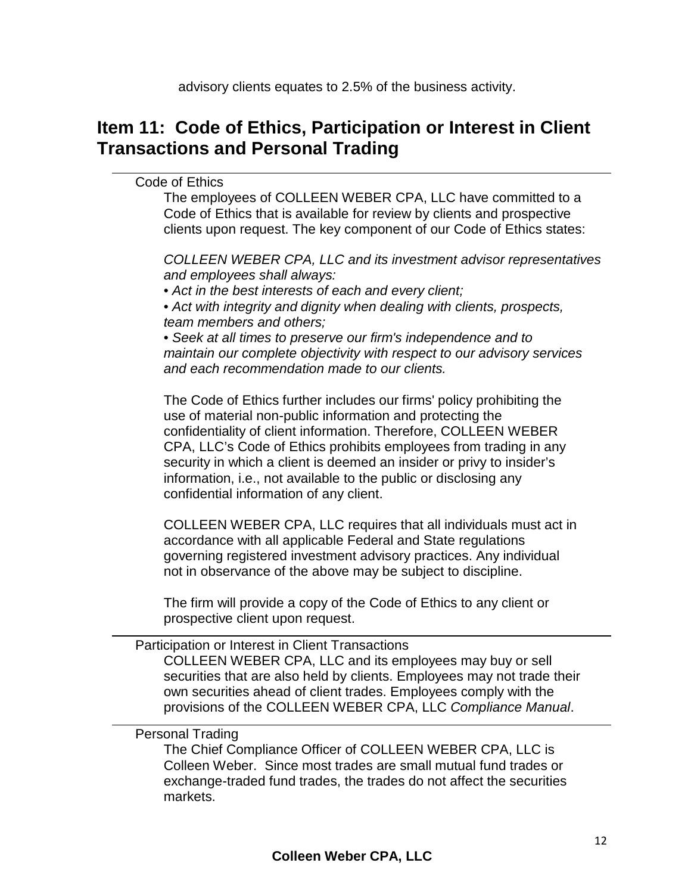advisory clients equates to 2.5% of the business activity.

## Item 11: Code of Ethics, Participation or Interest in Client Transactions and Personal Trading

### Code of Ethics

The employees of COLLEEN WEBER CPA, LLC have committed to a Code of Ethics that is available for review by clients and prospective clients upon request. The key component of our Code of Ethics states:

*COLLEEN WEBER CPA, LLC and its investment advisor representatives and employees shall always:*

*• Act in the best interests of each and every client;*

*• Act with integrity and dignity when dealing with clients, prospects, team members and others;*

*• Seek at all times to preserve our firm's independence and to maintain our complete objectivity with respect to our advisory services and each recommendation made to our clients.*

The Code of Ethics further includes our firms' policy prohibiting the use of material non-public information and protecting the confidentiality of client information. Therefore, COLLEEN WEBER CPA, LLC's Code of Ethics prohibits employees from trading in any security in which a client is deemed an insider or privy to insider's information, i.e., not available to the public or disclosing any confidential information of any client.

COLLEEN WEBER CPA, LLC requires that all individuals must act in accordance with all applicable Federal and State regulations governing registered investment advisory practices. Any individual not in observance of the above may be subject to discipline.

The firm will provide a copy of the Code of Ethics to any client or prospective client upon request.

### Participation or Interest in Client Transactions

COLLEEN WEBER CPA, LLC and its employees may buy or sell securities that are also held by clients. Employees may not trade their own securities ahead of client trades. Employees comply with the provisions of the COLLEEN WEBER CPA, LLC *Compliance Manual*.

### Personal Trading

The Chief Compliance Officer of COLLEEN WEBER CPA, LLC is Colleen Weber. Since most trades are small mutual fund trades or exchange-traded fund trades, the trades do not affect the securities markets.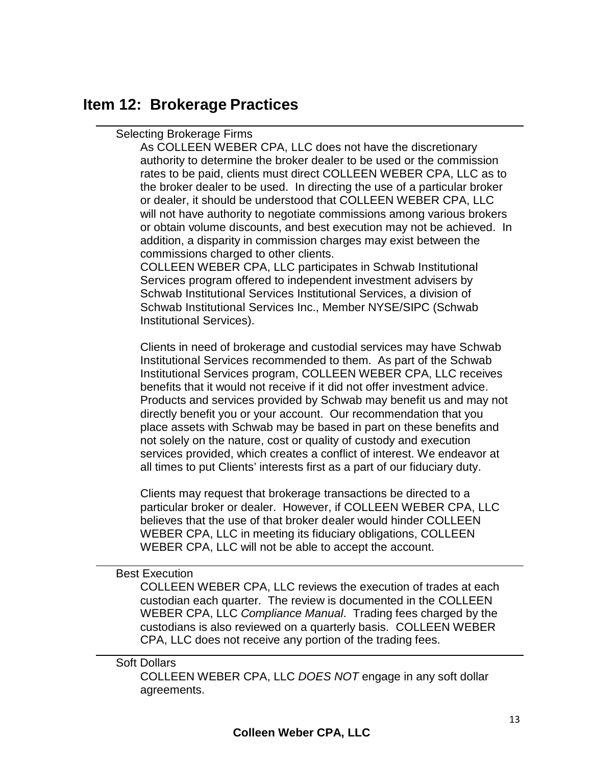## Item 12: Brokerage Practices

### Selecting Brokerage Firms

As COLLEEN WEBER CPA, LLC does not have the discretionary authority to determine the broker dealer to be used or the commission rates to be paid, clients must direct COLLEEN WEBER CPA, LLC as to the broker dealer to be used. In directing the use of a particular broker or dealer, it should be understood that COLLEEN WEBER CPA, LLC will not have authority to negotiate commissions among various brokers or obtain volume discounts, and best execution may not be achieved. In addition, a disparity in commission charges may exist between the commissions charged to other clients.

COLLEEN WEBER CPA, LLC participates in Schwab Institutional Services program offered to independent investment advisers by Schwab Institutional Services Institutional Services, a division of Schwab Institutional Services Inc., Member NYSE/SIPC (Schwab Institutional Services).

Clients in need of brokerage and custodial services may have Schwab Institutional Services recommended to them. As part of the Schwab Institutional Services program, COLLEEN WEBER CPA, LLC receives benefits that it would not receive if it did not offer investment advice. Products and services provided by Schwab may benefit us and may not directly benefit you or your account. Our recommendation that you place assets with Schwab may be based in part on these benefits and not solely on the nature, cost or quality of custody and execution services provided, which creates a conflict of interest. We endeavor at all times to put Clients' interests first as a part of our fiduciary duty.

Clients may request that brokerage transactions be directed to a particular broker or dealer. However, if COLLEEN WEBER CPA, LLC believes that the use of that broker dealer would hinder COLLEEN WEBER CPA, LLC in meeting its fiduciary obligations, COLLEEN WEBER CPA, LLC will not be able to accept the account.

### Best Execution

COLLEEN WEBER CPA, LLC reviews the execution of trades at each custodian each quarter. The review is documented in the COLLEEN WEBER CPA, LLC *Compliance Manual*. Trading fees charged by the custodians is also reviewed on a quarterly basis. COLLEEN WEBER CPA, LLC does not receive any portion of the trading fees.

### Soft Dollars

COLLEEN WEBER CPA, LLC *DOES NOT* engage in any soft dollar agreements.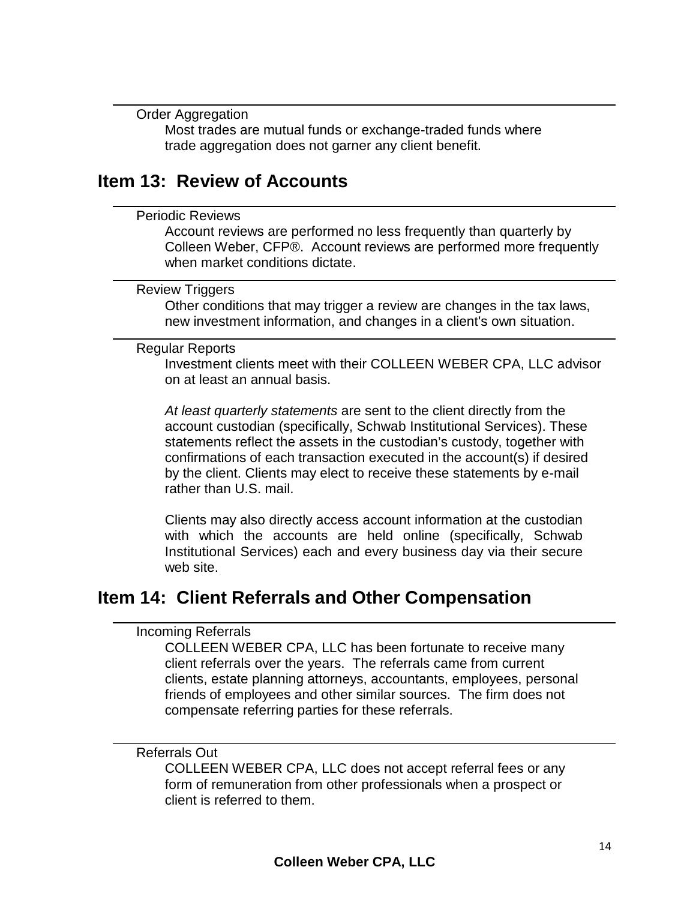### Order Aggregation

Most trades are mutual funds or exchange-traded funds where trade aggregation does not garner any client benefit.

## Item 13: Review of Accounts

### Periodic Reviews

Account reviews are performed no less frequently than quarterly by Colleen Weber, CFP®. Account reviews are performed more frequently when market conditions dictate.

### Review Triggers

Other conditions that may trigger a review are changes in the tax laws, new investment information, and changes in a client's own situation.

### Regular Reports

Investment clients meet with their COLLEEN WEBER CPA, LLC advisor on at least an annual basis.

*At least quarterly statements* are sent to the client directly from the account custodian (specifically, Schwab Institutional Services). These statements reflect the assets in the custodian's custody, together with confirmations of each transaction executed in the account(s) if desired by the client. Clients may elect to receive these statements by e-mail rather than U.S. mail.

Clients may also directly access account information at the custodian with which the accounts are held online (specifically, Schwab Institutional Services) each and every business day via their secure web site.

## Item 14: Client Referrals and Other Compensation

### Incoming Referrals

COLLEEN WEBER CPA, LLC has been fortunate to receive many client referrals over the years. The referrals came from current clients, estate planning attorneys, accountants, employees, personal friends of employees and other similar sources. The firm does not compensate referring parties for these referrals.

### Referrals Out

COLLEEN WEBER CPA, LLC does not accept referral fees or any form of remuneration from other professionals when a prospect or client is referred to them.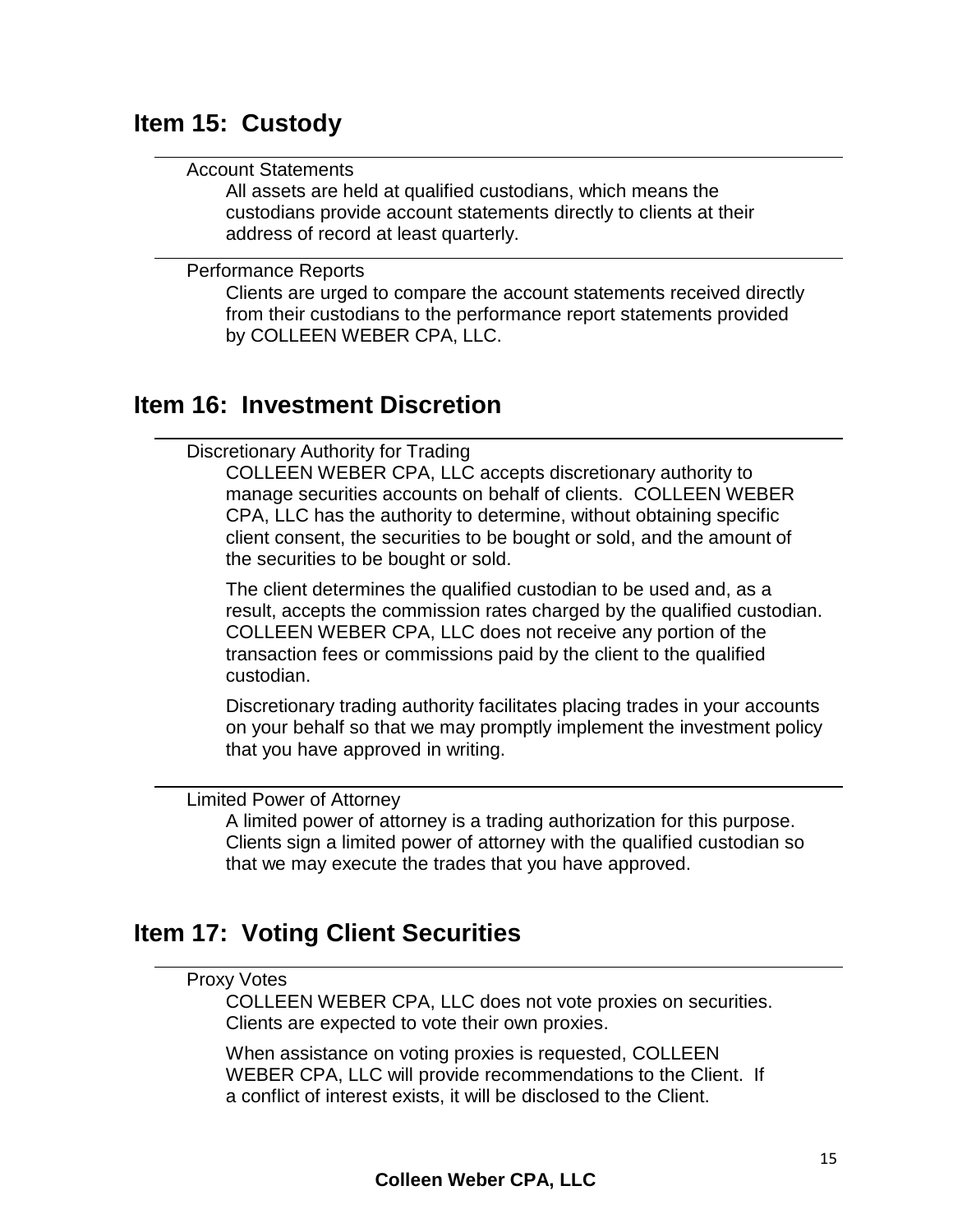## Item 15: Custody

### Account Statements

All assets are held at qualified custodians, which means the custodians provide account statements directly to clients at their address of record at least quarterly.

### Performance Reports

Clients are urged to compare the account statements received directly from their custodians to the performance report statements provided by COLLEEN WEBER CPA, LLC.

## Item 16: Investment Discretion

### Discretionary Authority for Trading

COLLEEN WEBER CPA, LLC accepts discretionary authority to manage securities accounts on behalf of clients. COLLEEN WEBER CPA, LLC has the authority to determine, without obtaining specific client consent, the securities to be bought or sold, and the amount of the securities to be bought or sold.

The client determines the qualified custodian to be used and, as a result, accepts the commission rates charged by the qualified custodian. COLLEEN WEBER CPA, LLC does not receive any portion of the transaction fees or commissions paid by the client to the qualified custodian.

Discretionary trading authority facilitates placing trades in your accounts on your behalf so that we may promptly implement the investment policy that you have approved in writing.

### Limited Power of Attorney

A limited power of attorney is a trading authorization for this purpose. Clients sign a limited power of attorney with the qualified custodian so that we may execute the trades that you have approved.

## Item 17: Voting Client Securities

### Proxy Votes

COLLEEN WEBER CPA, LLC does not vote proxies on securities. Clients are expected to vote their own proxies.

When assistance on voting proxies is requested, COLLEEN WEBER CPA, LLC will provide recommendations to the Client. If a conflict of interest exists, it will be disclosed to the Client.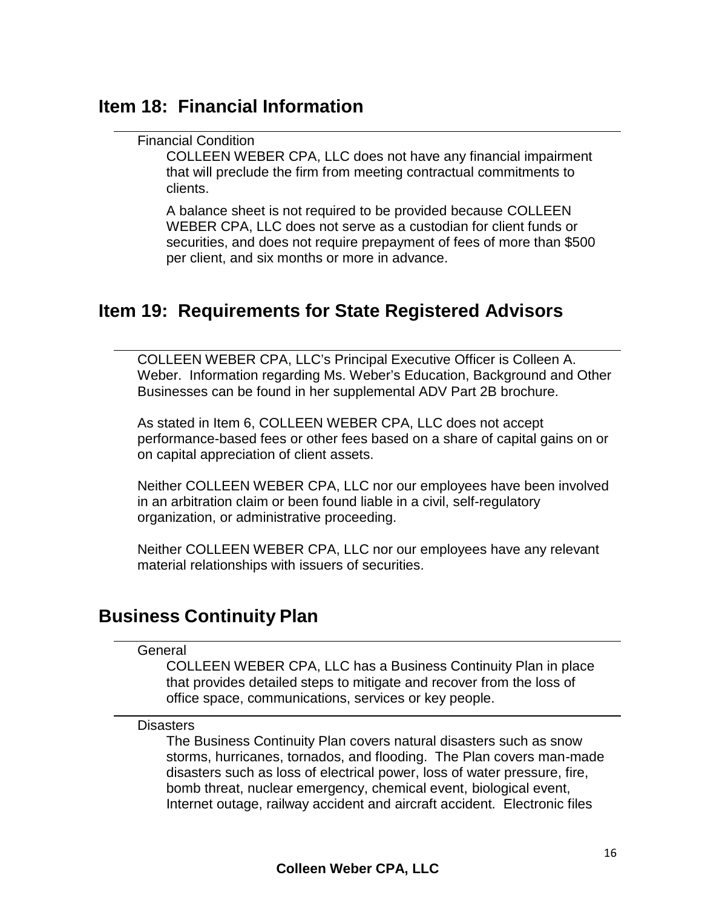## Item 18: Financial Information

Financial Condition

COLLEEN WEBER CPA, LLC does not have any financial impairment that will preclude the firm from meeting contractual commitments to clients.

A balance sheet is not required to be provided because COLLEEN WEBER CPA, LLC does not serve as a custodian for client funds or securities, and does not require prepayment of fees of more than $500 per client, and six months or more in advance.

## Item 19: Requirements for State Registered Advisors

COLLEEN WEBER CPA, LLC's Principal Executive Officer is Colleen A. Weber. Information regarding Ms. Weber's Education, Background and Other Businesses can be found in her supplemental ADV Part 2B brochure.

As stated in Item 6, COLLEEN WEBER CPA, LLC does not accept performance-based fees or other fees based on a share of capital gains on or on capital appreciation of client assets.

Neither COLLEEN WEBER CPA, LLC nor our employees have been involved in an arbitration claim or been found liable in a civil, self-regulatory organization, or administrative proceeding.

Neither COLLEEN WEBER CPA, LLC nor our employees have any relevant material relationships with issuers of securities.

## Business Continuity Plan

General

COLLEEN WEBER CPA, LLC has a Business Continuity Plan in place that provides detailed steps to mitigate and recover from the loss of office space, communications, services or key people.

Disasters

The Business Continuity Plan covers natural disasters such as snow storms, hurricanes, tornados, and flooding. The Plan covers man-made disasters such as loss of electrical power, loss of water pressure, fire, bomb threat, nuclear emergency, chemical event, biological event, Internet outage, railway accident and aircraft accident. Electronic files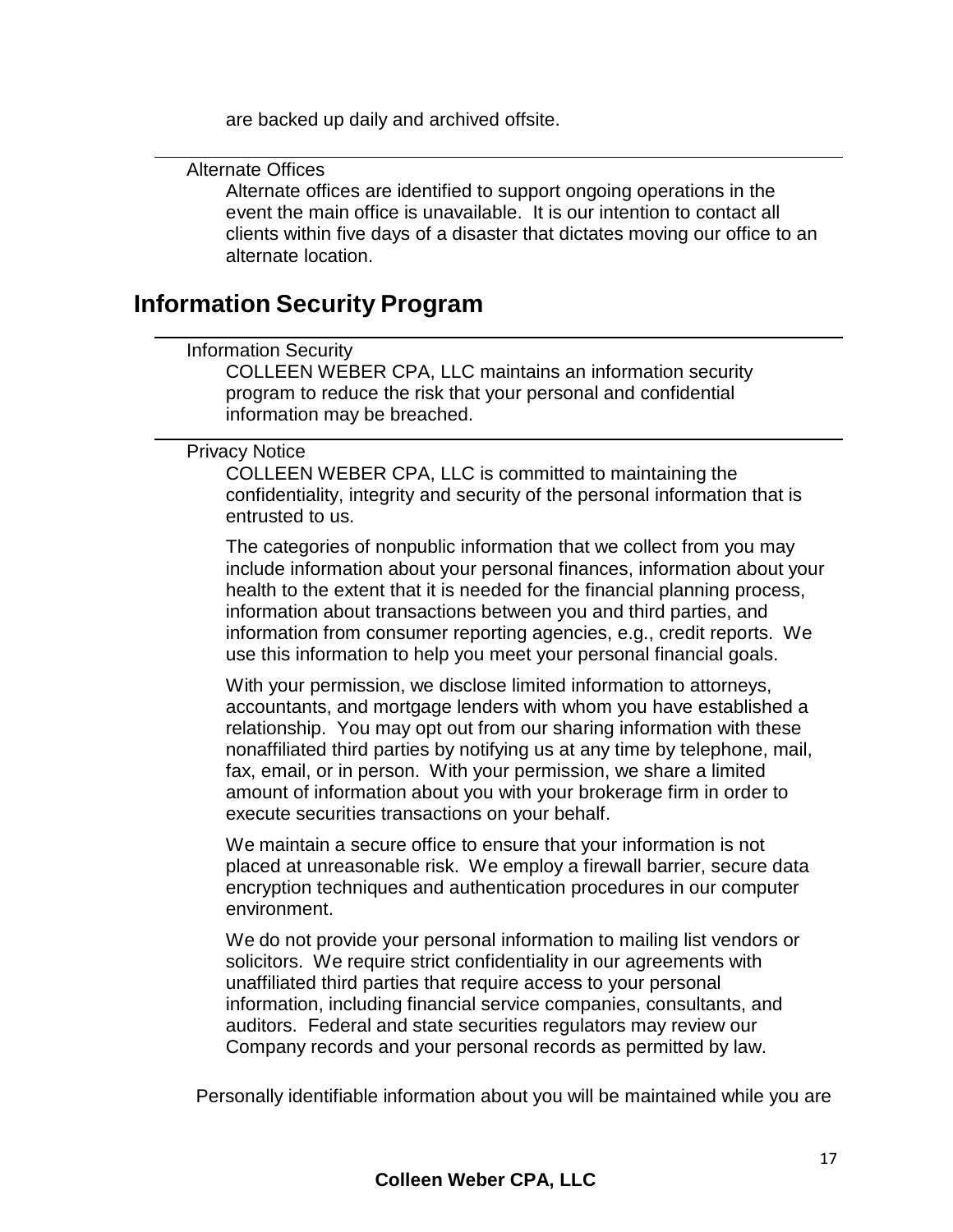are backed up daily and archived offsite.

---

Alternate Offices

Alternate offices are identified to support ongoing operations in the event the main office is unavailable. It is our intention to contact all clients within five days of a disaster that dictates moving our office to an alternate location.

## Information Security Program

---

Information Security

COLLEEN WEBER CPA, LLC maintains an information security program to reduce the risk that your personal and confidential information may be breached.

---

Privacy Notice

COLLEEN WEBER CPA, LLC is committed to maintaining the confidentiality, integrity and security of the personal information that is entrusted to us.

The categories of nonpublic information that we collect from you may include information about your personal finances, information about your health to the extent that it is needed for the financial planning process, information about transactions between you and third parties, and information from consumer reporting agencies, e.g., credit reports. We use this information to help you meet your personal financial goals.

With your permission, we disclose limited information to attorneys, accountants, and mortgage lenders with whom you have established a relationship. You may opt out from our sharing information with these nonaffiliated third parties by notifying us at any time by telephone, mail, fax, email, or in person. With your permission, we share a limited amount of information about you with your brokerage firm in order to execute securities transactions on your behalf.

We maintain a secure office to ensure that your information is not placed at unreasonable risk. We employ a firewall barrier, secure data encryption techniques and authentication procedures in our computer environment.

We do not provide your personal information to mailing list vendors or solicitors. We require strict confidentiality in our agreements with unaffiliated third parties that require access to your personal information, including financial service companies, consultants, and auditors. Federal and state securities regulators may review our Company records and your personal records as permitted by law.

Personally identifiable information about you will be maintained while you are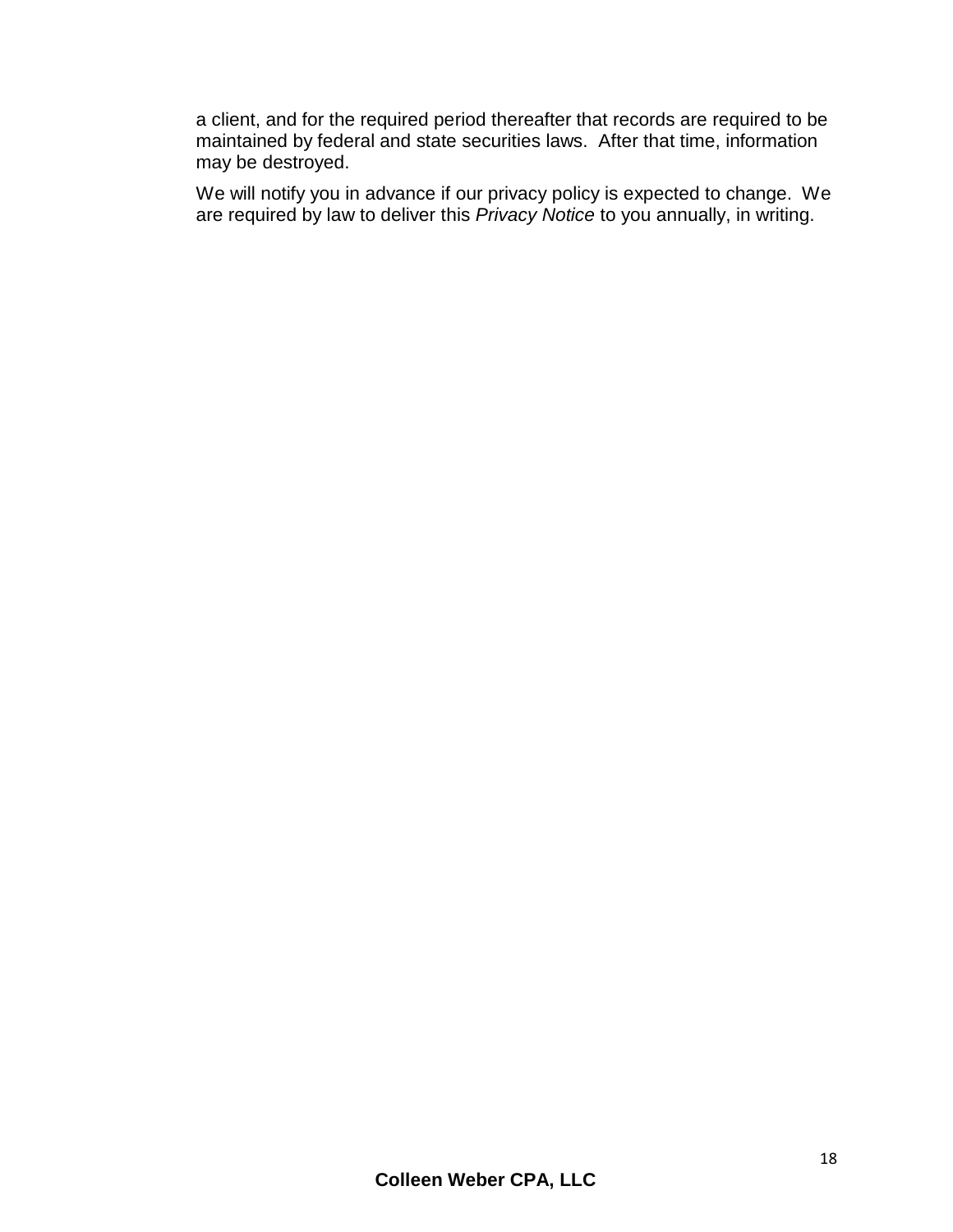a client, and for the required period thereafter that records are required to be maintained by federal and state securities laws. After that time, information may be destroyed.

We will notify you in advance if our privacy policy is expected to change. We are required by law to deliver this *Privacy Notice* to you annually, in writing.